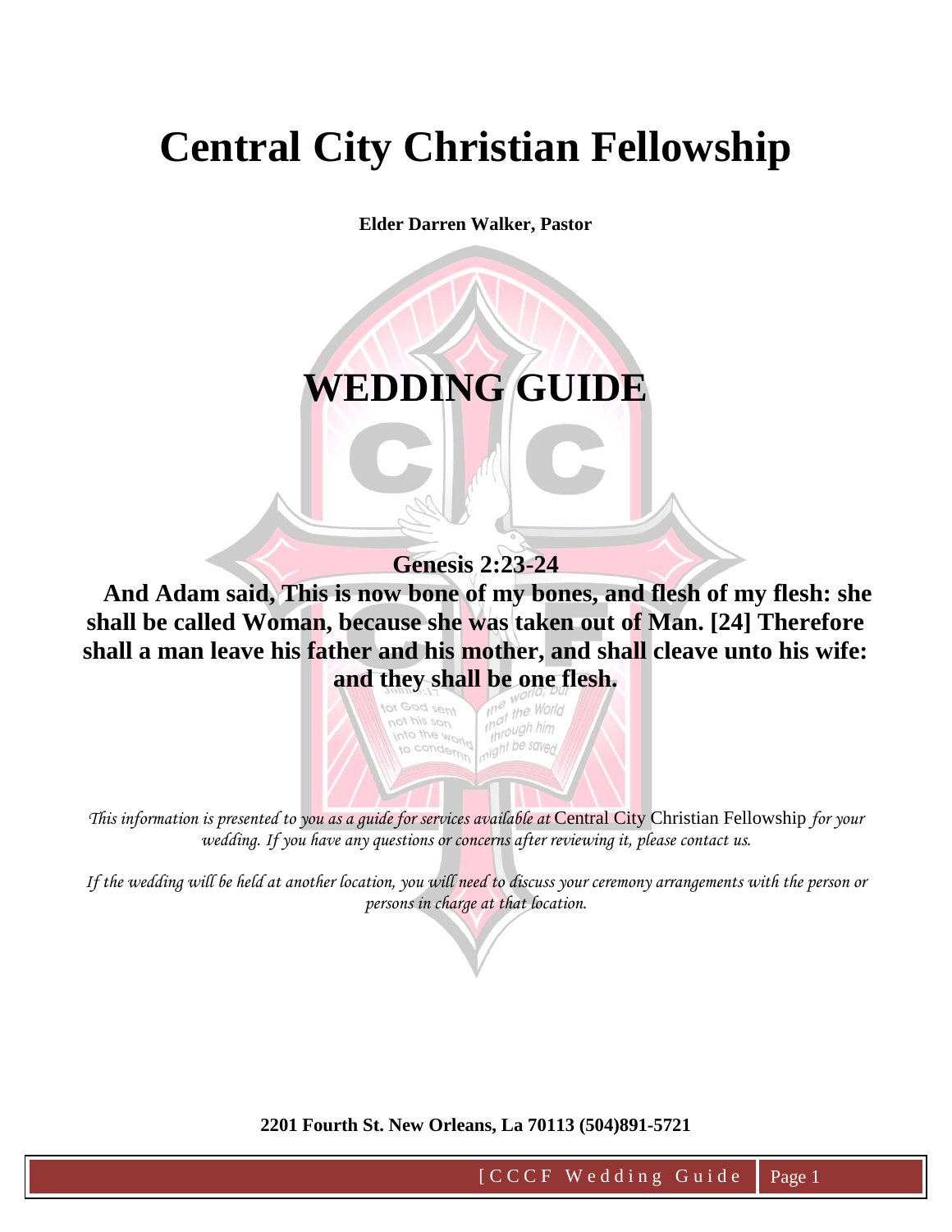# Central City Christian Fellowship

**Elder Darren Walker, Pastor**

# WEDDING GUIDE

**Genesis 2:23-24**

**And Adam said, This is now bone of my bones, and flesh of my flesh: she shall be called Woman, because she was taken out of Man. [24] Therefore shall a man leave his father and his mother, and shall cleave unto his wife: and they shall be one flesh.**

*This information is presented to you as a guide for services available at* Central City Christian Fellowship *for your wedding. If you have any questions or concerns after reviewing it, please contact us.*

*If the wedding will be held at another location, you will need to discuss your ceremony arrangements with the person or persons in charge at that location.*

**2201 Fourth St. New Orleans, La 70113 (504)891-5721**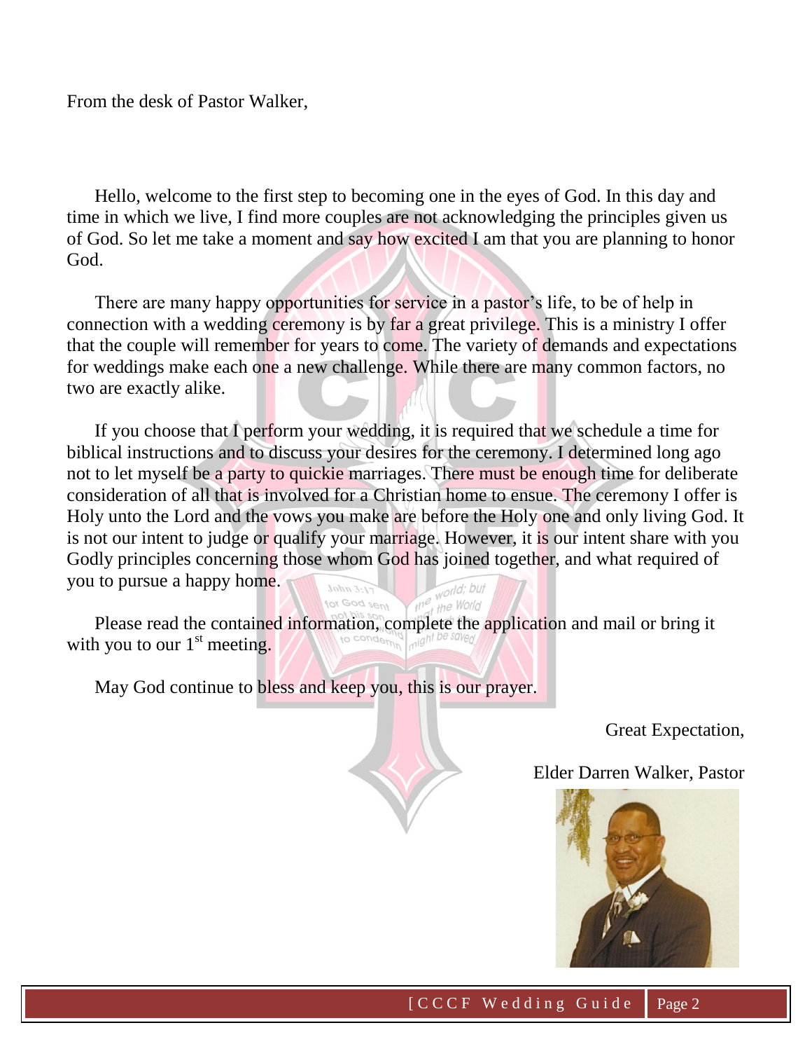From the desk of Pastor Walker,

Hello, welcome to the first step to becoming one in the eyes of God. In this day and time in which we live, I find more couples are not acknowledging the principles given us of God. So let me take a moment and say how excited I am that you are planning to honor God.

There are many happy opportunities for service in a pastor's life, to be of help in connection with a wedding ceremony is by far a great privilege. This is a ministry I offer that the couple will remember for years to come. The variety of demands and expectations for weddings make each one a new challenge. While there are many common factors, no two are exactly alike.

If you choose that I perform your wedding, it is required that we schedule a time for biblical instructions and to discuss your desires for the ceremony. I determined long ago not to let myself be a party to quickie marriages. There must be enough time for deliberate consideration of all that is involved for a Christian home to ensue. The ceremony I offer is Holy unto the Lord and the vows you make are before the Holy one and only living God. It is not our intent to judge or qualify your marriage. However, it is our intent share with you Godly principles concerning those whom God has joined together, and what required of you to pursue a happy home.

Please read the contained information, complete the application and mail or bring it with you to our 1st meeting.

May God continue to bless and keep you, this is our prayer.

Great Expectation,

Elder Darren Walker, Pastor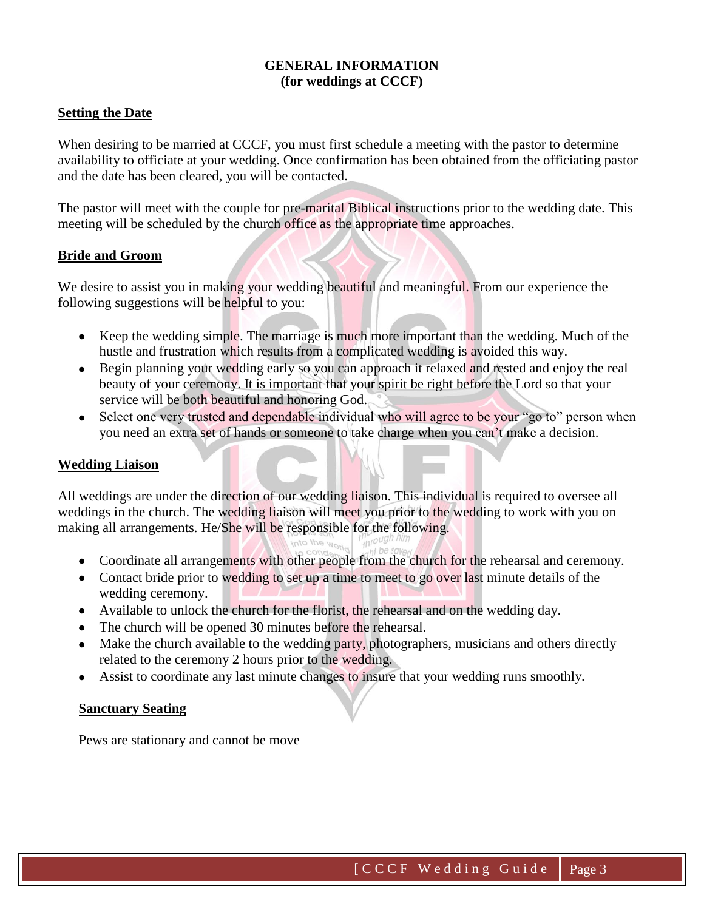# GENERAL INFORMATION
## (for weddings at CCCF)

**Setting the Date**

When desiring to be married at CCCF, you must first schedule a meeting with the pastor to determine availability to officiate at your wedding. Once confirmation has been obtained from the officiating pastor and the date has been cleared, you will be contacted.

The pastor will meet with the couple for pre-marital Biblical instructions prior to the wedding date. This meeting will be scheduled by the church office as the appropriate time approaches.

**Bride and Groom**

We desire to assist you in making your wedding beautiful and meaningful. From our experience the following suggestions will be helpful to you:

- Keep the wedding simple. The marriage is much more important than the wedding. Much of the hustle and frustration which results from a complicated wedding is avoided this way.
- Begin planning your wedding early so you can approach it relaxed and rested and enjoy the real beauty of your ceremony. It is important that your spirit be right before the Lord so that your service will be both beautiful and honoring God.
- Select one very trusted and dependable individual who will agree to be your "go to" person when you need an extra set of hands or someone to take charge when you can't make a decision.

**Wedding Liaison**

All weddings are under the direction of our wedding liaison. This individual is required to oversee all weddings in the church. The wedding liaison will meet you prior to the wedding to work with you on making all arrangements. He/She will be responsible for the following.

- Coordinate all arrangements with other people from the church for the rehearsal and ceremony.
- Contact bride prior to wedding to set up a time to meet to go over last minute details of the wedding ceremony.
- Available to unlock the church for the florist, the rehearsal and on the wedding day.
- The church will be opened 30 minutes before the rehearsal.
- Make the church available to the wedding party, photographers, musicians and others directly related to the ceremony 2 hours prior to the wedding.
- Assist to coordinate any last minute changes to insure that your wedding runs smoothly.

**Sanctuary Seating**

Pews are stationary and cannot be move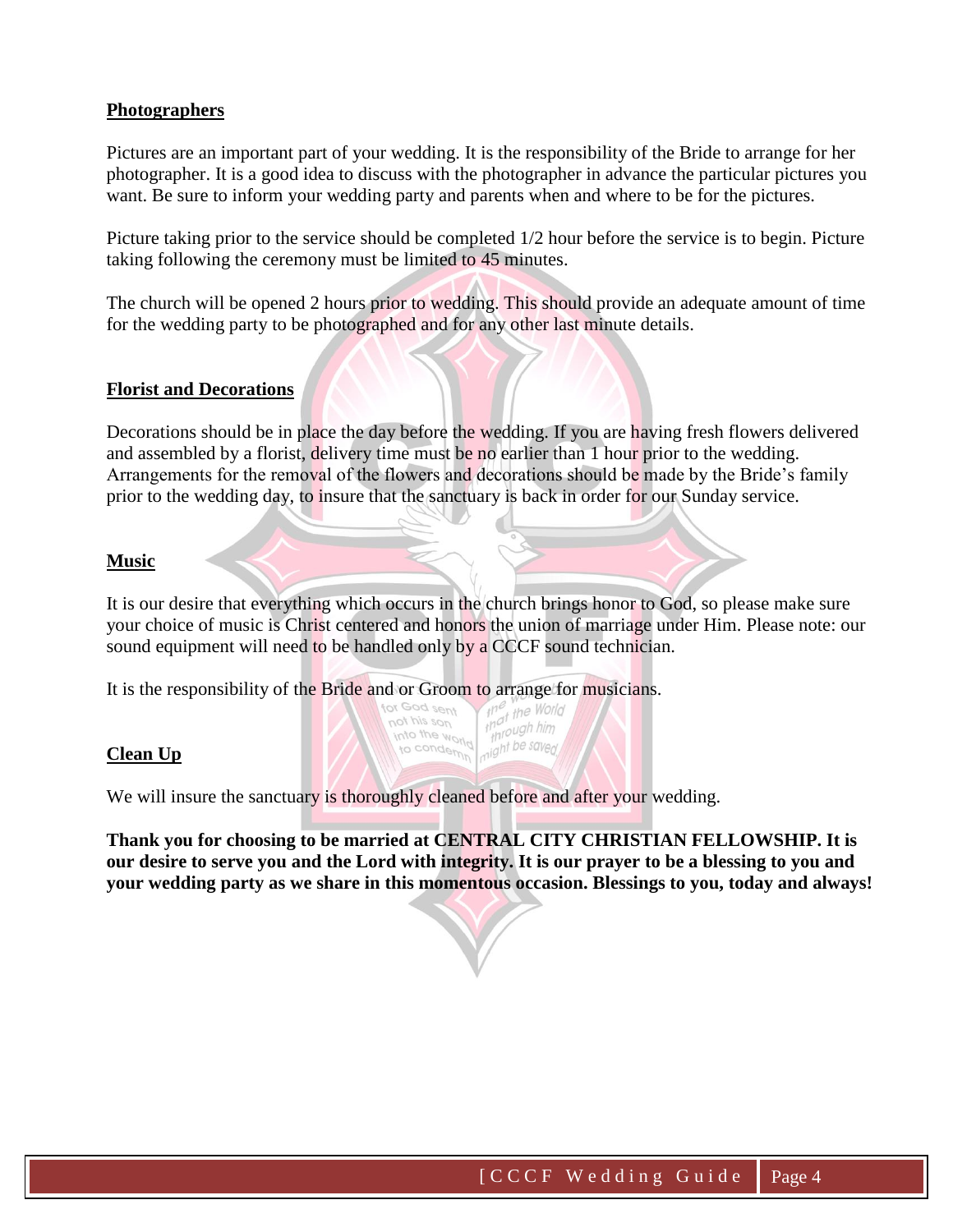**Photographers**

Pictures are an important part of your wedding. It is the responsibility of the Bride to arrange for her photographer. It is a good idea to discuss with the photographer in advance the particular pictures you want. Be sure to inform your wedding party and parents when and where to be for the pictures.

Picture taking prior to the service should be completed 1/2 hour before the service is to begin. Picture taking following the ceremony must be limited to 45 minutes.

The church will be opened 2 hours prior to wedding. This should provide an adequate amount of time for the wedding party to be photographed and for any other last minute details.

**Florist and Decorations**

Decorations should be in place the day before the wedding. If you are having fresh flowers delivered and assembled by a florist, delivery time must be no earlier than 1 hour prior to the wedding. Arrangements for the removal of the flowers and decorations should be made by the Bride's family prior to the wedding day, to insure that the sanctuary is back in order for our Sunday service.

**Music**

It is our desire that everything which occurs in the church brings honor to God, so please make sure your choice of music is Christ centered and honors the union of marriage under Him. Please note: our sound equipment will need to be handled only by a CCCF sound technician.

It is the responsibility of the Bride and or Groom to arrange for musicians.

**Clean Up**

We will insure the sanctuary is thoroughly cleaned before and after your wedding.

**Thank you for choosing to be married at CENTRAL CITY CHRISTIAN FELLOWSHIP. It is our desire to serve you and the Lord with integrity. It is our prayer to be a blessing to you and your wedding party as we share in this momentous occasion. Blessings to you, today and always!**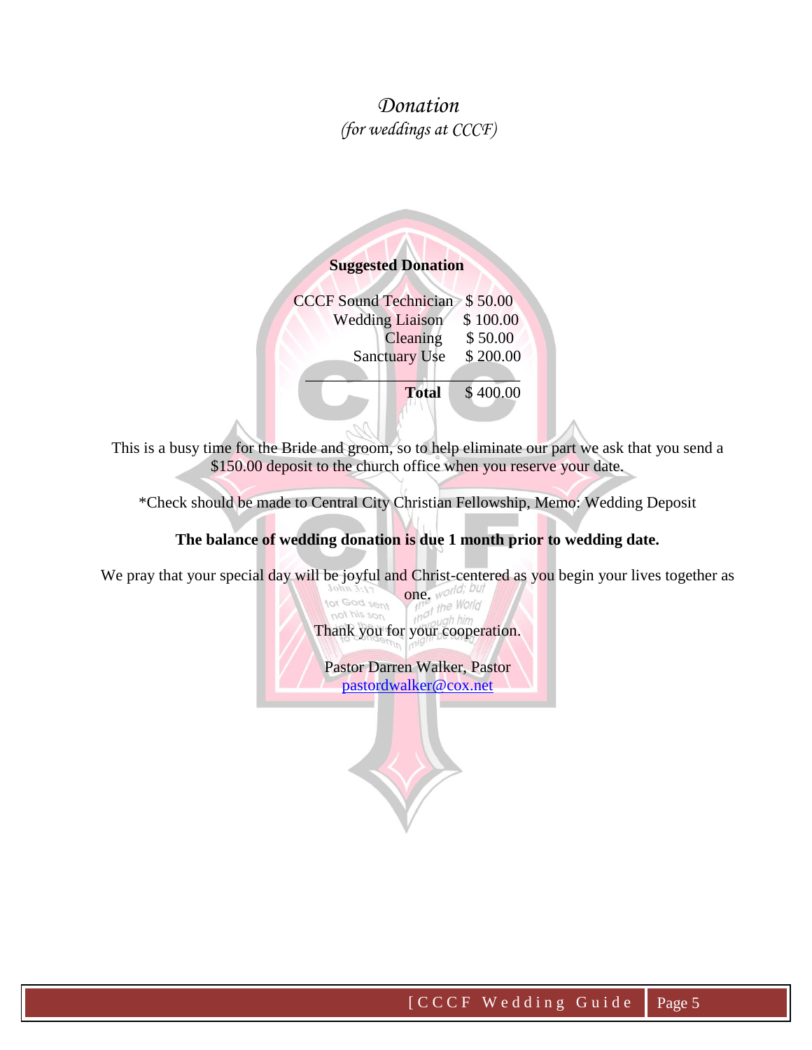# *Donation*

*(for weddings at CCCF)*

**Suggested Donation**

| | |
|---|---|
| CCCF Sound Technician | $ 50.00 |
| Wedding Liaison | $ 100.00 |
| Cleaning | $ 50.00 |
| Sanctuary Use | $ 200.00 |
| **Total** | $ 400.00 |

This is a busy time for the Bride and groom, so to help eliminate our part we ask that you send a $150.00 deposit to the church office when you reserve your date.

*Check should be made to Central City Christian Fellowship, Memo: Wedding Deposit

**The balance of wedding donation is due 1 month prior to wedding date.**

We pray that your special day will be joyful and Christ-centered as you begin your lives together as one.

Thank you for your cooperation.

Pastor Darren Walker, Pastor
pastordwalker@cox.net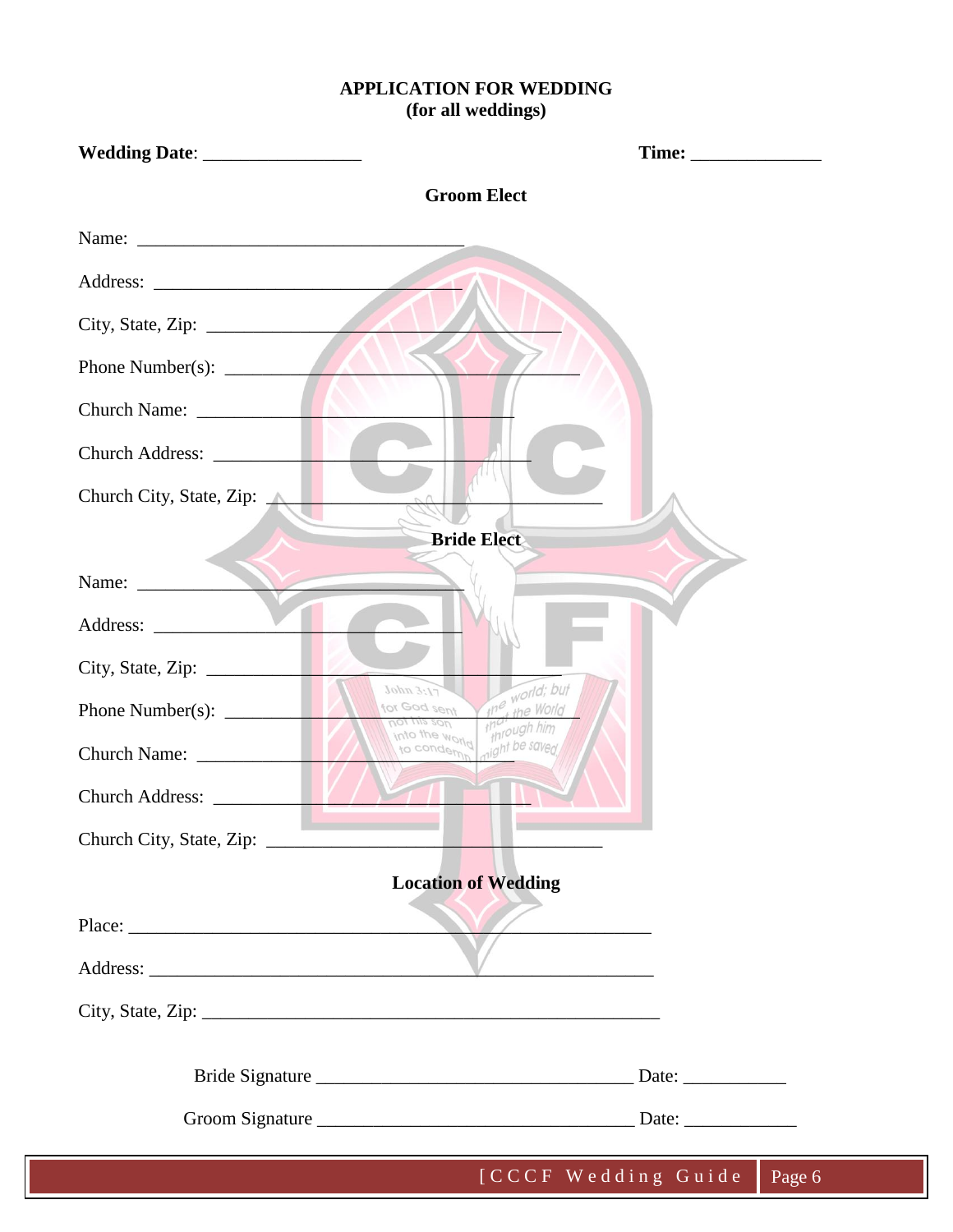**APPLICATION FOR WEDDING**
**(for all weddings)**

**Wedding Date**: _________________ **Time:** ______________

**Groom Elect**

Name: ____________________________________

Address: __________________________________

City, State, Zip: _______________________________________

Phone Number(s): _______________________________________

Church Name: __________________________________

Church Address: __________________________________

Church City, State, Zip: _____________________________________

**Bride Elect**

Name: ____________________________________

Address: __________________________________

City, State, Zip: _______________________________________

Phone Number(s): _______________________________________

Church Name: __________________________________

Church Address: __________________________________

Church City, State, Zip: _____________________________________

**Location of Wedding**

Place: _________________________________________________________

Address: _______________________________________________________

City, State, Zip: ______________________________________________________

Bride Signature ___________________________________ Date: ___________

Groom Signature ___________________________________ Date: ____________